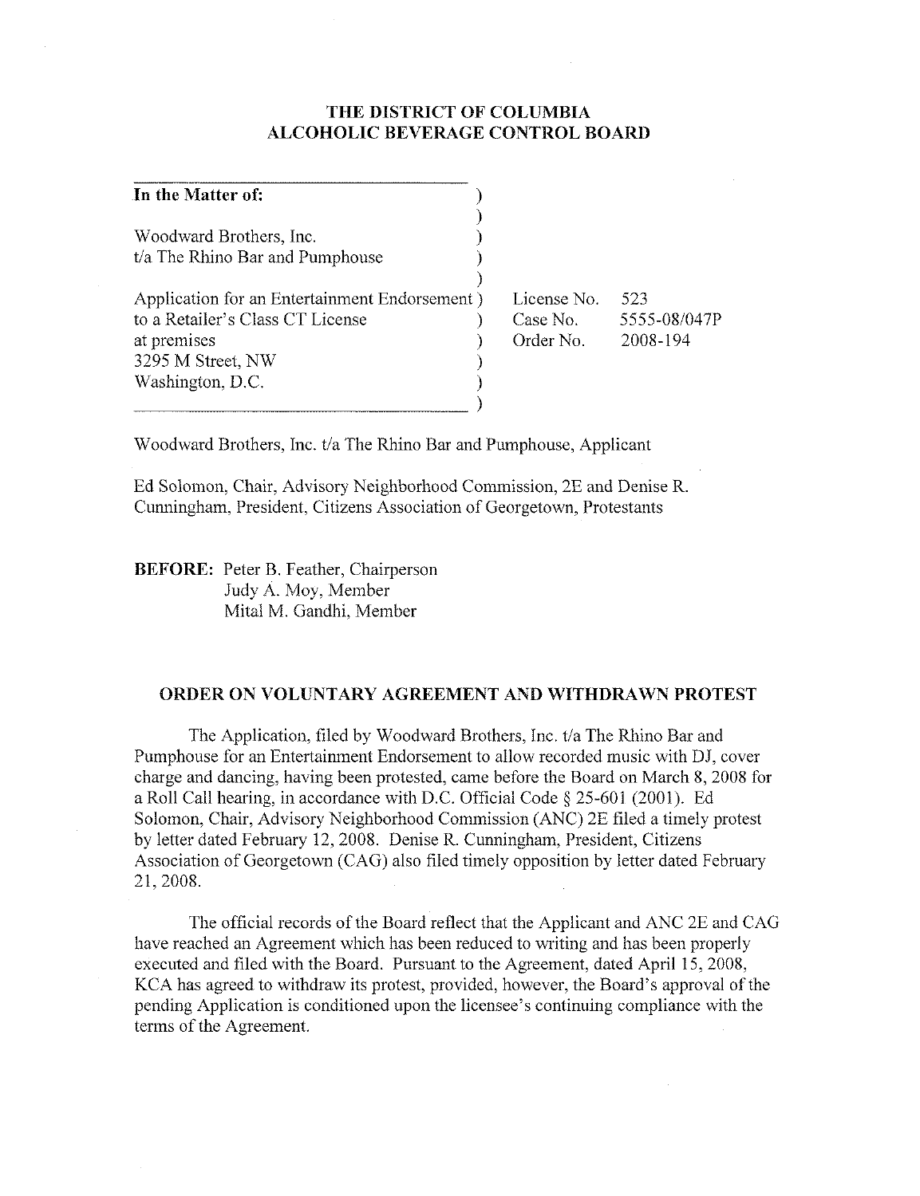# THE DISTRICT OF COLUMBIA ALCOHOLIC BEVERAGE CONTROL BOARD

| | | |
|---|---|---|
| **In the Matter of:** | | |
| Woodward Brothers, Inc. t/a The Rhino Bar and Pumphouse | | |
| Application for an Entertainment Endorsement to a Retailer's Class CT License at premises 3295 M Street, NW Washington, D.C. | License No. | 523 |
| | Case No. | 5555-08/047P |
| | Order No. | 2008-194 |

Woodward Brothers, Inc. t/a The Rhino Bar and Pumphouse, Applicant

Ed Solomon, Chair, Advisory Neighborhood Commission, 2E and Denise R. Cunningham, President, Citizens Association of Georgetown, Protestants

**BEFORE:** Peter B. Feather, Chairperson
Judy A. Moy, Member
Mital M. Gandhi, Member

## ORDER ON VOLUNTARY AGREEMENT AND WITHDRAWN PROTEST

The Application, filed by Woodward Brothers, Inc. t/a The Rhino Bar and Pumphouse for an Entertainment Endorsement to allow recorded music with DJ, cover charge and dancing, having been protested, came before the Board on March 8, 2008 for a Roll Call hearing, in accordance with D.C. Official Code § 25-601 (2001). Ed Solomon, Chair, Advisory Neighborhood Commission (ANC) 2E filed a timely protest by letter dated February 12, 2008. Denise R. Cunningham, President, Citizens Association of Georgetown (CAG) also filed timely opposition by letter dated February 21, 2008.

The official records of the Board reflect that the Applicant and ANC 2E and CAG have reached an Agreement which has been reduced to writing and has been properly executed and filed with the Board. Pursuant to the Agreement, dated April 15, 2008, KCA has agreed to withdraw its protest, provided, however, the Board's approval of the pending Application is conditioned upon the licensee's continuing compliance with the terms of the Agreement.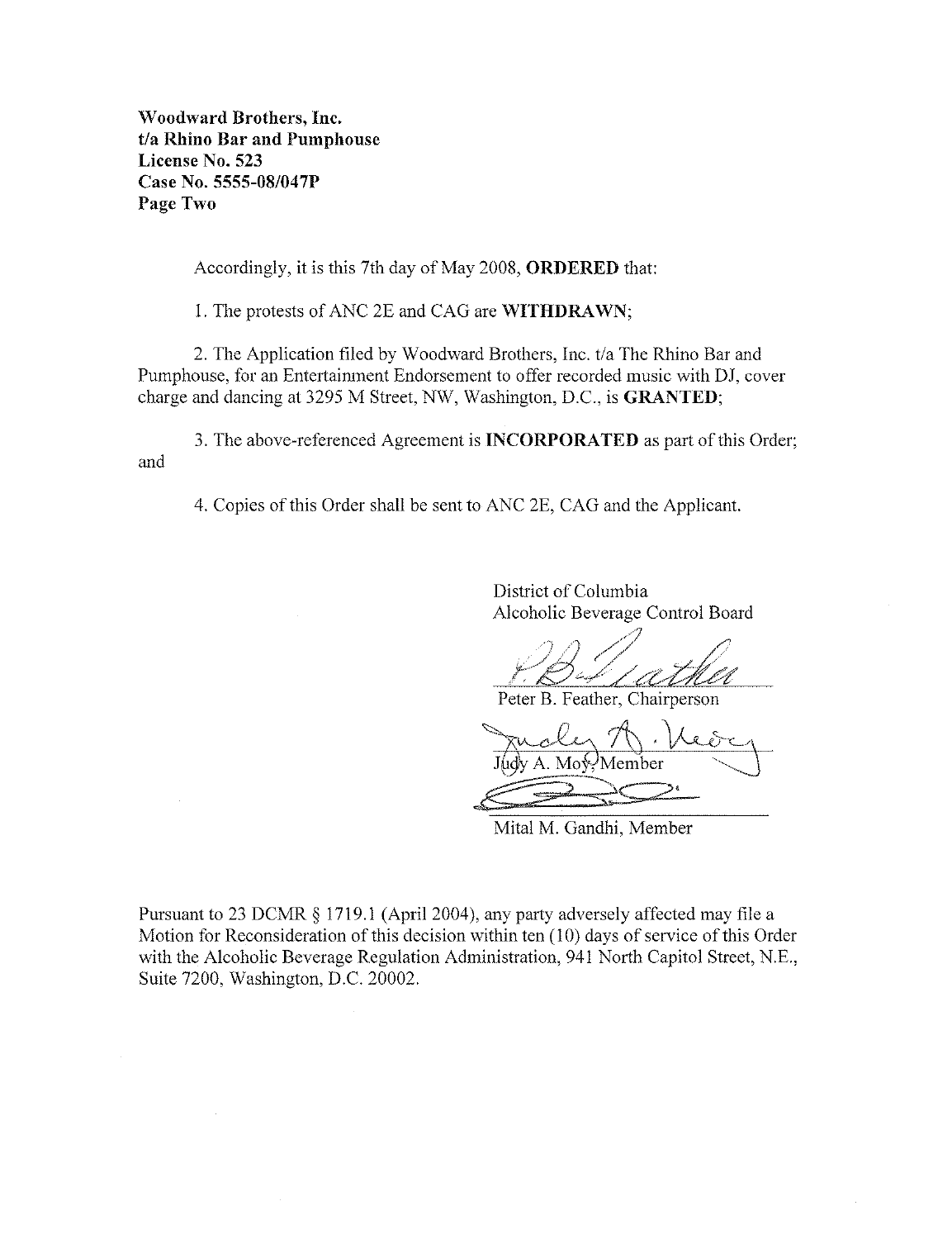**Woodward Brothers, Inc.**
**t/a Rhino Bar and Pumphouse**
**License No. 523**
**Case No. 5555-08/047P**
**Page Two**

Accordingly, it is this 7th day of May 2008, **ORDERED** that:

1. The protests of ANC 2E and CAG are **WITHDRAWN**;

2. The Application filed by Woodward Brothers, Inc. t/a The Rhino Bar and Pumphouse, for an Entertainment Endorsement to offer recorded music with DJ, cover charge and dancing at 3295 M Street, NW, Washington, D.C., is **GRANTED**;

3. The above-referenced Agreement is **INCORPORATED** as part of this Order; and

4. Copies of this Order shall be sent to ANC 2E, CAG and the Applicant.

District of Columbia
Alcoholic Beverage Control Board

Peter B. Feather, Chairperson

Judy A. Moy, Member

Mital M. Gandhi, Member

Pursuant to 23 DCMR § 1719.1 (April 2004), any party adversely affected may file a Motion for Reconsideration of this decision within ten (10) days of service of this Order with the Alcoholic Beverage Regulation Administration, 941 North Capitol Street, N.E., Suite 7200, Washington, D.C. 20002.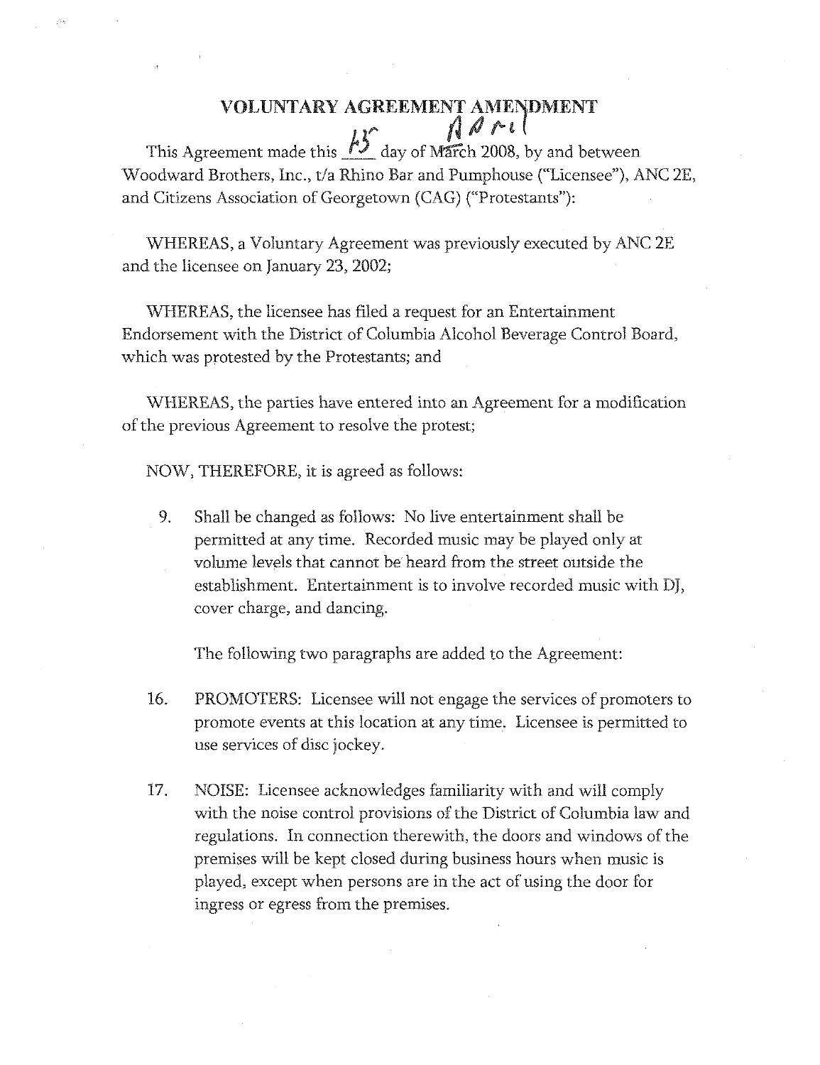# VOLUNTARY AGREEMENT AMENDMENT

This Agreement made this 15 day of ~~March~~ April 2008, by and between Woodward Brothers, Inc., t/a Rhino Bar and Pumphouse ("Licensee"), ANC 2E, and Citizens Association of Georgetown (CAG) ("Protestants"):

WHEREAS, a Voluntary Agreement was previously executed by ANC 2E and the licensee on January 23, 2002;

WHEREAS, the licensee has filed a request for an Entertainment Endorsement with the District of Columbia Alcohol Beverage Control Board, which was protested by the Protestants; and

WHEREAS, the parties have entered into an Agreement for a modification of the previous Agreement to resolve the protest;

NOW, THEREFORE, it is agreed as follows:

9. Shall be changed as follows: No live entertainment shall be permitted at any time. Recorded music may be played only at volume levels that cannot be heard from the street outside the establishment. Entertainment is to involve recorded music with DJ, cover charge, and dancing.

   The following two paragraphs are added to the Agreement:

16. PROMOTERS: Licensee will not engage the services of promoters to promote events at this location at any time. Licensee is permitted to use services of disc jockey.

17. NOISE: Licensee acknowledges familiarity with and will comply with the noise control provisions of the District of Columbia law and regulations. In connection therewith, the doors and windows of the premises will be kept closed during business hours when music is played, except when persons are in the act of using the door for ingress or egress from the premises.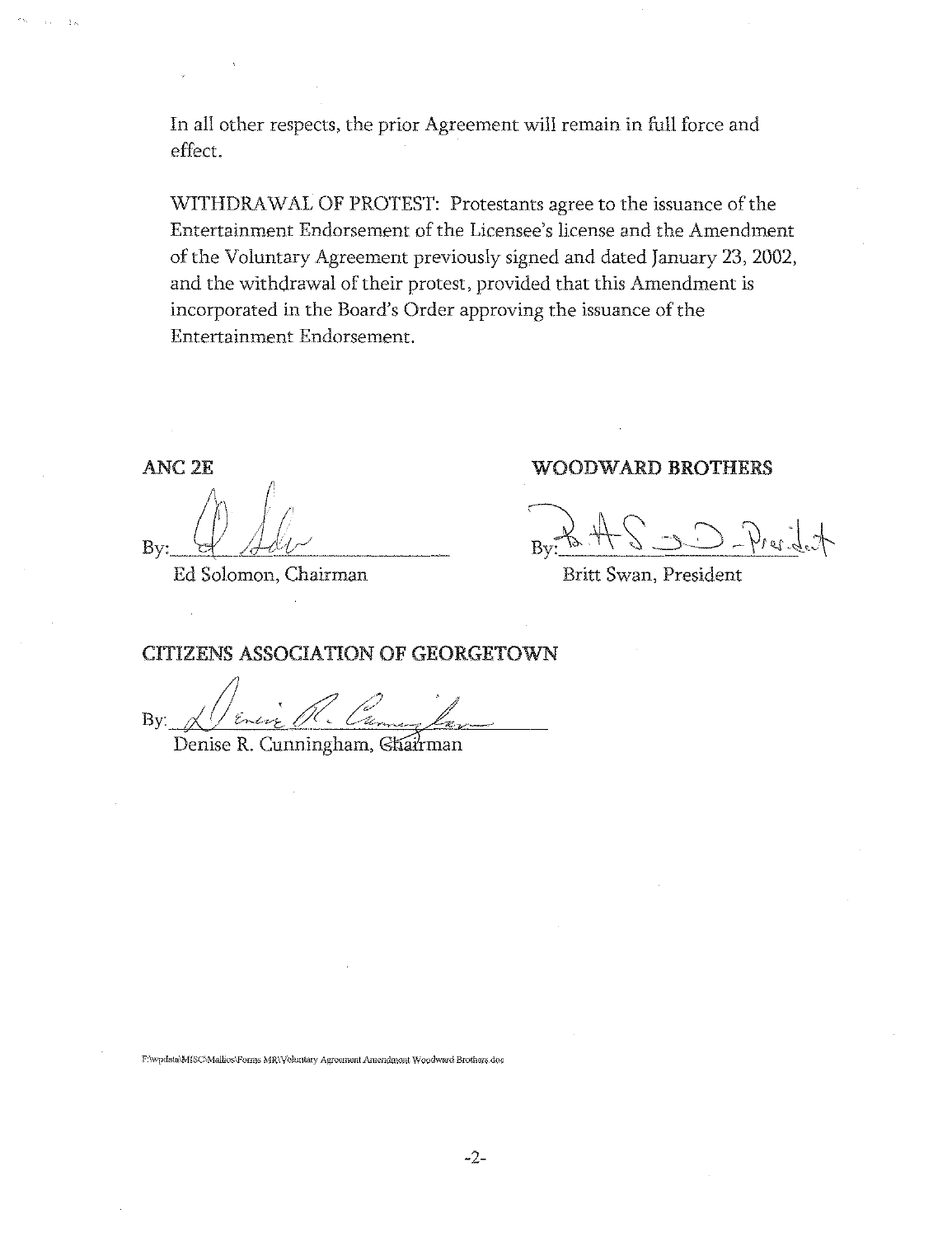In all other respects, the prior Agreement will remain in full force and effect.

WITHDRAWAL OF PROTEST: Protestants agree to the issuance of the Entertainment Endorsement of the Licensee's license and the Amendment of the Voluntary Agreement previously signed and dated January 23, 2002, and the withdrawal of their protest, provided that this Amendment is incorporated in the Board's Order approving the issuance of the Entertainment Endorsement.

**ANC 2E**

By: ______________________

Ed Solomon, Chairman

**WOODWARD BROTHERS**

By: ______________________

Britt Swan, President

**CITIZENS ASSOCIATION OF GEORGETOWN**

By: ______________________

Denise R. Cunningham, Chairman

F:\wpdata\MISC\Mallios\Forms MR\Voluntary Agreement Amendment Woodward Brothers.doc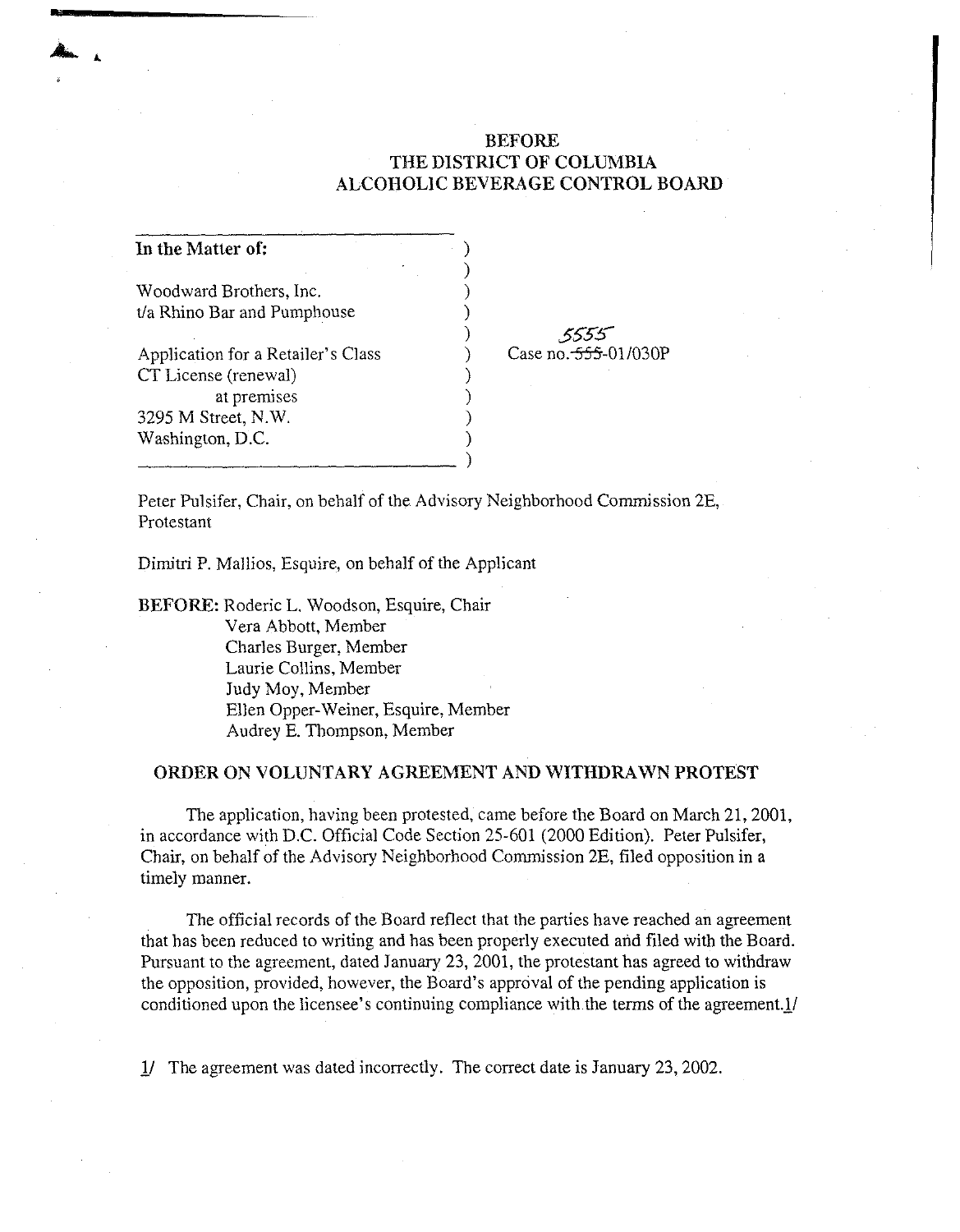# BEFORE
# THE DISTRICT OF COLUMBIA
# ALCOHOLIC BEVERAGE CONTROL BOARD

| | |
|---|---|
| **In the Matter of:** | |
| Woodward Brothers, Inc. t/a Rhino Bar and Pumphouse | |
| Application for a Retailer's Class CT License (renewal) at premises 3295 M Street, N.W. Washington, D.C. | Case no. ~~555~~ 5555-01/030P |

Peter Pulsifer, Chair, on behalf of the Advisory Neighborhood Commission 2E, Protestant

Dimitri P. Mallios, Esquire, on behalf of the Applicant

**BEFORE:** Roderic L. Woodson, Esquire, Chair
Vera Abbott, Member
Charles Burger, Member
Laurie Collins, Member
Judy Moy, Member
Ellen Opper-Weiner, Esquire, Member
Audrey E. Thompson, Member

## ORDER ON VOLUNTARY AGREEMENT AND WITHDRAWN PROTEST

The application, having been protested, came before the Board on March 21, 2001, in accordance with D.C. Official Code Section 25-601 (2000 Edition). Peter Pulsifer, Chair, on behalf of the Advisory Neighborhood Commission 2E, filed opposition in a timely manner.

The official records of the Board reflect that the parties have reached an agreement that has been reduced to writing and has been properly executed and filed with the Board. Pursuant to the agreement, dated January 23, 2001, the protestant has agreed to withdraw the opposition, provided, however, the Board's approval of the pending application is conditioned upon the licensee's continuing compliance with the terms of the agreement.[1]

[1] The agreement was dated incorrectly. The correct date is January 23, 2002.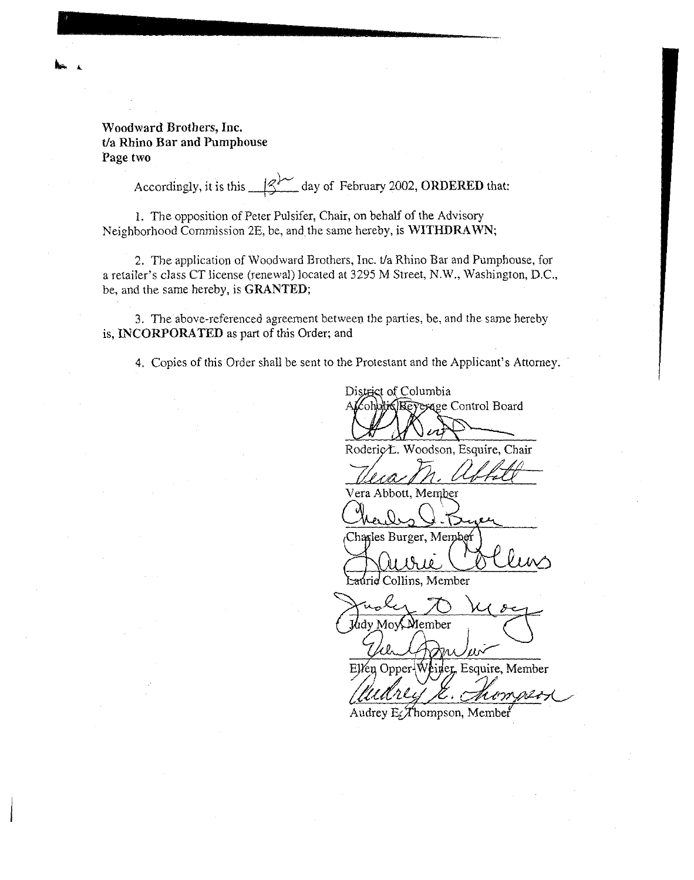**Woodward Brothers, Inc.**
**t/a Rhino Bar and Pumphouse**
**Page two**

Accordingly, it is this 13th day of February 2002, **ORDERED** that:

1. The opposition of Peter Pulsifer, Chair, on behalf of the Advisory Neighborhood Commission 2E, be, and the same hereby, is **WITHDRAWN**;

2. The application of Woodward Brothers, Inc. t/a Rhino Bar and Pumphouse, for a retailer's class CT license (renewal) located at 3295 M Street, N.W., Washington, D.C., be, and the same hereby, is **GRANTED**;

3. The above-referenced agreement between the parties, be, and the same hereby is, **INCORPORATED** as part of this Order; and

4. Copies of this Order shall be sent to the Protestant and the Applicant's Attorney.

District of Columbia
Alcoholic Beverage Control Board

Roderic L. Woodson, Esquire, Chair

Vera Abbott, Member

Charles Burger, Member

Laurie Collins, Member

Judy Moy, Member

Ellen Opper-Weiner, Esquire, Member

Audrey E. Thompson, Member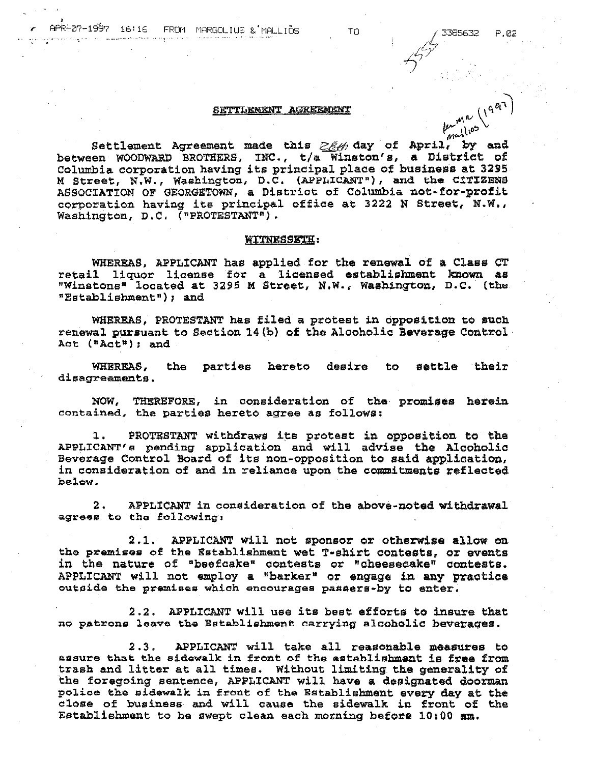## SETTLEMENT AGREEMENT

Settlement Agreement made this 28th day of April, by and between WOODWARD BROTHERS, INC., t/a Winston's, a District of Columbia corporation having its principal place of business at 3295 M Street, N.W., Washington, D.C. (APPLICANT"), and the CITIZENS ASSOCIATION OF GEORGETOWN, a District of Columbia not-for-profit corporation having its principal office at 3222 N Street, N.W., Washington, D.C. ("PROTESTANT").

## WITNESSETH:

WHEREAS, APPLICANT has applied for the renewal of a Class CT retail liquor license for a licensed establishment known as "Winstons" located at 3295 M Street, N.W., Washington, D.C. (the "Establishment"); and

WHEREAS, PROTESTANT has filed a protest in opposition to such renewal pursuant to Section 14(b) of the Alcoholic Beverage Control Act ("Act"); and

WHEREAS, the parties hereto desire to settle their disagreements.

NOW, THEREFORE, in consideration of the promises herein contained, the parties hereto agree as follows:

1. PROTESTANT withdraws its protest in opposition to the APPLICANT's pending application and will advise the Alcoholic Beverage Control Board of its non-opposition to said application, in consideration of and in reliance upon the commitments reflected below.

2. APPLICANT in consideration of the above-noted withdrawal agrees to the following:

2.1. APPLICANT will not sponsor or otherwise allow on the premises of the Establishment wet T-shirt contests, or events in the nature of "beefcake" contests or "cheesecake" contests. APPLICANT will not employ a "barker" or engage in any practice outside the premises which encourages passers-by to enter.

2.2. APPLICANT will use its best efforts to insure that no patrons leave the Establishment carrying alcoholic beverages.

2.3. APPLICANT will take all reasonable measures to assure that the sidewalk in front of the establishment is free from trash and litter at all times. Without limiting the generality of the foregoing sentence, APPLICANT will have a designated doorman police the sidewalk in front of the Establishment every day at the close of business and will cause the sidewalk in front of the Establishment to be swept clean each morning before 10:00 am.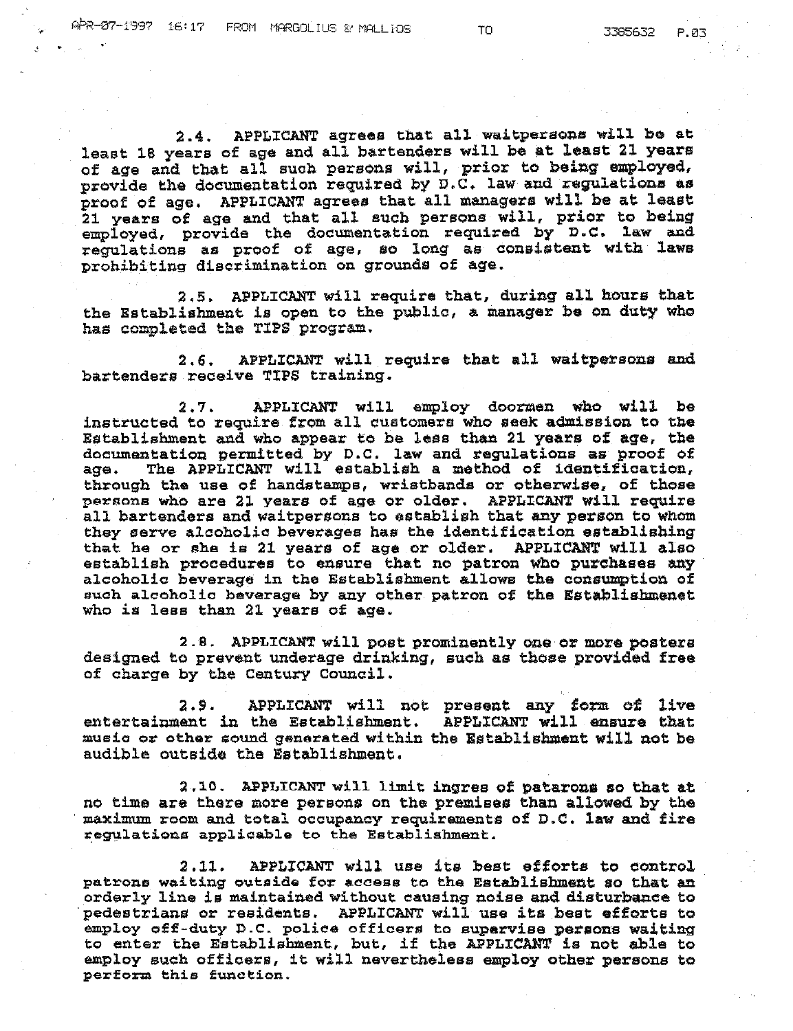2.4. APPLICANT agrees that all waitpersons will be at least 18 years of age and all bartenders will be at least 21 years of age and that all such persons will, prior to being employed, provide the documentation required by D.C. law and regulations as proof of age. APPLICANT agrees that all managers will be at least 21 years of age and that all such persons will, prior to being employed, provide the documentation required by D.C. law and regulations as proof of age, so long as consistent with laws prohibiting discrimination on grounds of age.

2.5. APPLICANT will require that, during all hours that the Establishment is open to the public, a manager be on duty who has completed the TIPS program.

2.6. APPLICANT will require that all waitpersons and bartenders receive TIPS training.

2.7. APPLICANT will employ doormen who will be instructed to require from all customers who seek admission to the Establishment and who appear to be less than 21 years of age, the documentation permitted by D.C. law and regulations as proof of age. The APPLICANT will establish a method of identification, through the use of handstamps, wristbands or otherwise, of those persons who are 21 years of age or older. APPLICANT will require all bartenders and waitpersons to establish that any person to whom they serve alcoholic beverages has the identification establishing that he or she is 21 years of age or older. APPLICANT will also establish procedures to ensure that no patron who purchases any alcoholic beverage in the Establishment allows the consumption of such alcoholic beverage by any other patron of the Establishmenet who is less than 21 years of age.

2.8. APPLICANT will post prominently one or more posters designed to prevent underage drinking, such as those provided free of charge by the Century Council.

2.9. APPLICANT will not present any form of live entertainment in the Establishment. APPLICANT will ensure that music or other sound generated within the Establishment will not be audible outside the Establishment.

2.10. APPLICANT will limit ingres of patarons so that at no time are there more persons on the premises than allowed by the maximum room and total occupancy requirements of D.C. law and fire regulations applicable to the Establishment.

2.11. APPLICANT will use its best efforts to control patrons waiting outside for access to the Establishment so that an orderly line is maintained without causing noise and disturbance to pedestrians or residents. APPLICANT will use its best efforts to employ off-duty D.C. police officers to supervise persons waiting to enter the Establishment, but, if the APPLICANT is not able to employ such officers, it will nevertheless employ other persons to perform this function.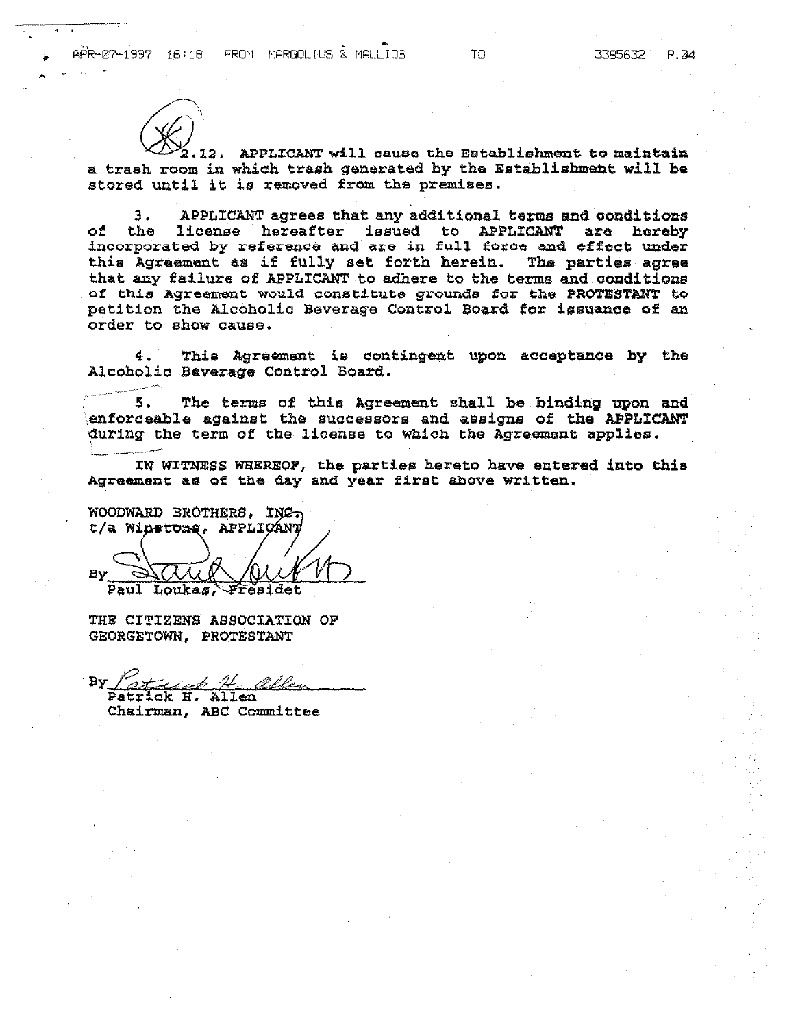2.12. APPLICANT will cause the Establishment to maintain a trash room in which trash generated by the Establishment will be stored until it is removed from the premises.

3. APPLICANT agrees that any additional terms and conditions of the license hereafter issued to APPLICANT are hereby incorporated by reference and are in full force and effect under this Agreement as if fully set forth herein. The parties agree that any failure of APPLICANT to adhere to the terms and conditions of this Agreement would constitute grounds for the PROTESTANT to petition the Alcoholic Beverage Control Board for issuance of an order to show cause.

4. This Agreement is contingent upon acceptance by the Alcoholic Beverage Control Board.

5. The terms of this Agreement shall be binding upon and enforceable against the successors and assigns of the APPLICANT during the term of the license to which the Agreement applies.

IN WITNESS WHEREOF, the parties hereto have entered into this Agreement as of the day and year first above written.

WOODWARD BROTHERS, INC.
t/a Winstons, APPLICANT

By ______________________
Paul Loukas, Presidet

THE CITIZENS ASSOCIATION OF GEORGETOWN, PROTESTANT

By ______________________
Patrick H. Allen
Chairman, ABC Committee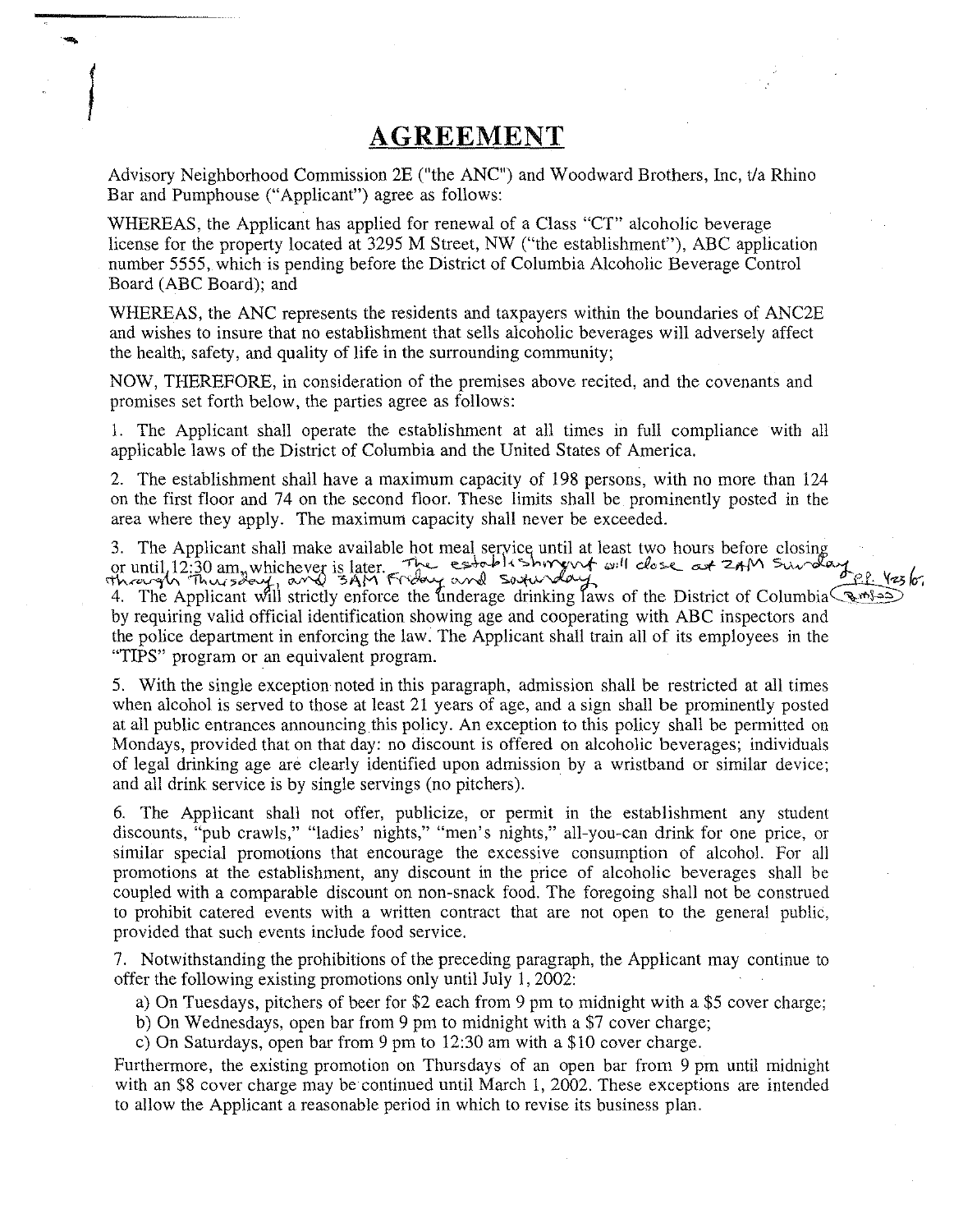# AGREEMENT

Advisory Neighborhood Commission 2E ("the ANC") and Woodward Brothers, Inc, t/a Rhino Bar and Pumphouse ("Applicant") agree as follows:

WHEREAS, the Applicant has applied for renewal of a Class "CT" alcoholic beverage license for the property located at 3295 M Street, NW ("the establishment"), ABC application number 5555, which is pending before the District of Columbia Alcoholic Beverage Control Board (ABC Board); and

WHEREAS, the ANC represents the residents and taxpayers within the boundaries of ANC2E and wishes to insure that no establishment that sells alcoholic beverages will adversely affect the health, safety, and quality of life in the surrounding community;

NOW, THEREFORE, in consideration of the premises above recited, and the covenants and promises set forth below, the parties agree as follows:

1. The Applicant shall operate the establishment at all times in full compliance with all applicable laws of the District of Columbia and the United States of America.

2. The establishment shall have a maximum capacity of 198 persons, with no more than 124 on the first floor and 74 on the second floor. These limits shall be prominently posted in the area where they apply. The maximum capacity shall never be exceeded.

3. The Applicant shall make available hot meal service until at least two hours before closing or until 12:30 am, whichever is later. The establishment will close at 2AM Sunday through Thursday, and 3AM Friday and Saturday. P.P. 4/23/01 (BM?)

4. The Applicant will strictly enforce the underage drinking laws of the District of Columbia by requiring valid official identification showing age and cooperating with ABC inspectors and the police department in enforcing the law. The Applicant shall train all of its employees in the "TIPS" program or an equivalent program.

5. With the single exception noted in this paragraph, admission shall be restricted at all times when alcohol is served to those at least 21 years of age, and a sign shall be prominently posted at all public entrances announcing this policy. An exception to this policy shall be permitted on Mondays, provided that on that day: no discount is offered on alcoholic beverages; individuals of legal drinking age are clearly identified upon admission by a wristband or similar device; and all drink service is by single servings (no pitchers).

6. The Applicant shall not offer, publicize, or permit in the establishment any student discounts, "pub crawls," "ladies' nights," "men's nights," all-you-can drink for one price, or similar special promotions that encourage the excessive consumption of alcohol. For all promotions at the establishment, any discount in the price of alcoholic beverages shall be coupled with a comparable discount on non-snack food. The foregoing shall not be construed to prohibit catered events with a written contract that are not open to the general public, provided that such events include food service.

7. Notwithstanding the prohibitions of the preceding paragraph, the Applicant may continue to offer the following existing promotions only until July 1, 2002:

   a) On Tuesdays, pitchers of beer for $2 each from 9 pm to midnight with a $5 cover charge;
   b) On Wednesdays, open bar from 9 pm to midnight with a $7 cover charge;
   c) On Saturdays, open bar from 9 pm to 12:30 am with a $10 cover charge.

Furthermore, the existing promotion on Thursdays of an open bar from 9 pm until midnight with an $8 cover charge may be continued until March 1, 2002. These exceptions are intended to allow the Applicant a reasonable period in which to revise its business plan.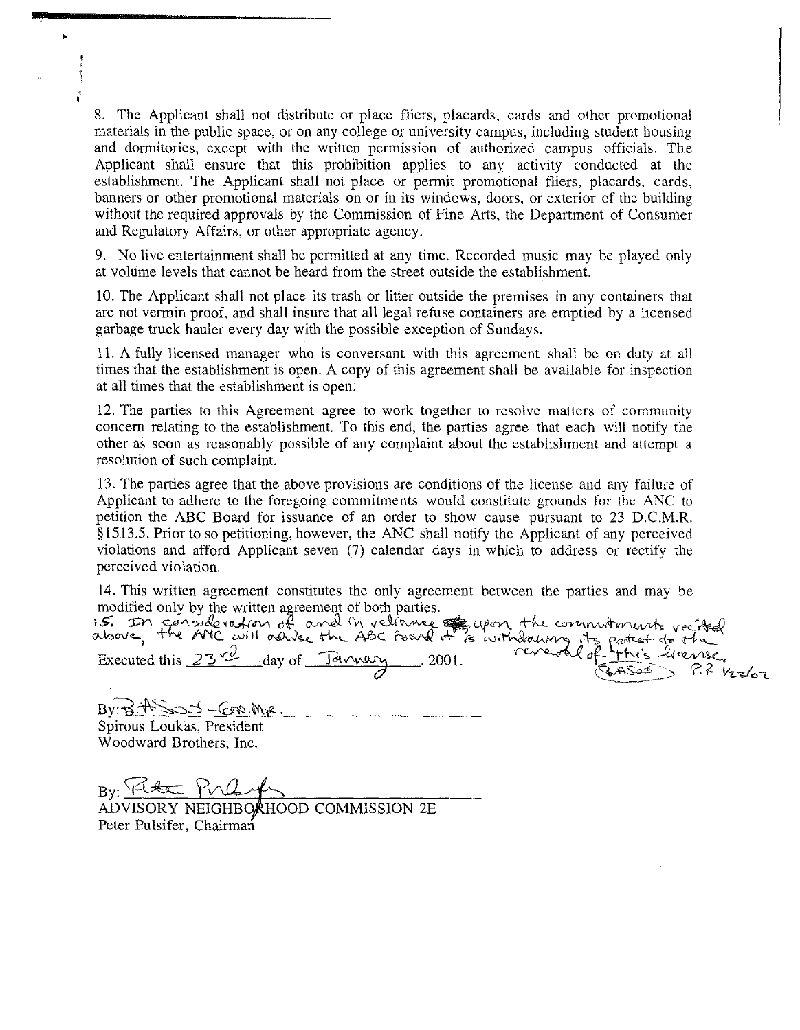8. The Applicant shall not distribute or place fliers, placards, cards and other promotional materials in the public space, or on any college or university campus, including student housing and dormitories, except with the written permission of authorized campus officials. The Applicant shall ensure that this prohibition applies to any activity conducted at the establishment. The Applicant shall not place or permit promotional fliers, placards, cards, banners or other promotional materials on or in its windows, doors, or exterior of the building without the required approvals by the Commission of Fine Arts, the Department of Consumer and Regulatory Affairs, or other appropriate agency.

9. No live entertainment shall be permitted at any time. Recorded music may be played only at volume levels that cannot be heard from the street outside the establishment.

10. The Applicant shall not place its trash or litter outside the premises in any containers that are not vermin proof, and shall insure that all legal refuse containers are emptied by a licensed garbage truck hauler every day with the possible exception of Sundays.

11. A fully licensed manager who is conversant with this agreement shall be on duty at all times that the establishment is open. A copy of this agreement shall be available for inspection at all times that the establishment is open.

12. The parties to this Agreement agree to work together to resolve matters of community concern relating to the establishment. To this end, the parties agree that each will notify the other as soon as reasonably possible of any complaint about the establishment and attempt a resolution of such complaint.

13. The parties agree that the above provisions are conditions of the license and any failure of Applicant to adhere to the foregoing commitments would constitute grounds for the ANC to petition the ABC Board for issuance of an order to show cause pursuant to 23 D.C.M.R. §1513.5. Prior to so petitioning, however, the ANC shall notify the Applicant of any perceived violations and afford Applicant seven (7) calendar days in which to address or rectify the perceived violation.

14. This written agreement constitutes the only agreement between the parties and may be modified only by the written agreement of both parties.

15. In consideration of and in reliance upon the commitments recited above, the ANC will advise the ABC Board it is withdrawing its protest to the renewal of this license. BASoo P.P. 1/23/02

Executed this 23rd day of January, 2001.

By: B.ASoo - Gen. Mgr.
Spirous Loukas, President
Woodward Brothers, Inc.

By: Peter Pulsifer
ADVISORY NEIGHBORHOOD COMMISSION 2E
Peter Pulsifer, Chairman